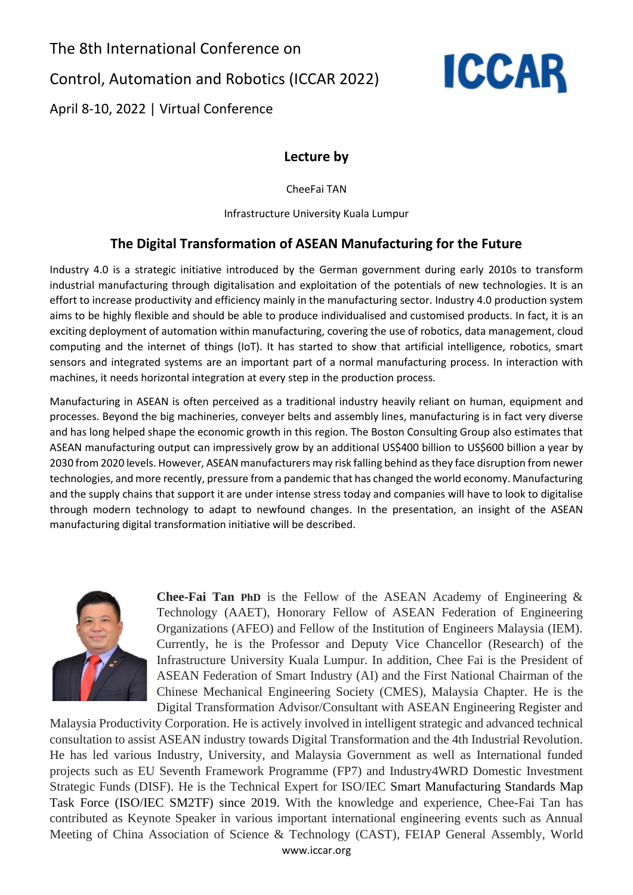The 8th International Conference on

Control, Automation and Robotics (ICCAR 2022)

April 8-10, 2022 | Virtual Conference

ICCAR

## Lecture by

CheeFai TAN

Infrastructure University Kuala Lumpur

## The Digital Transformation of ASEAN Manufacturing for the Future

Industry 4.0 is a strategic initiative introduced by the German government during early 2010s to transform industrial manufacturing through digitalisation and exploitation of the potentials of new technologies. It is an effort to increase productivity and efficiency mainly in the manufacturing sector. Industry 4.0 production system aims to be highly flexible and should be able to produce individualised and customised products. In fact, it is an exciting deployment of automation within manufacturing, covering the use of robotics, data management, cloud computing and the internet of things (IoT). It has started to show that artificial intelligence, robotics, smart sensors and integrated systems are an important part of a normal manufacturing process. In interaction with machines, it needs horizontal integration at every step in the production process.

Manufacturing in ASEAN is often perceived as a traditional industry heavily reliant on human, equipment and processes. Beyond the big machineries, conveyer belts and assembly lines, manufacturing is in fact very diverse and has long helped shape the economic growth in this region. The Boston Consulting Group also estimates that ASEAN manufacturing output can impressively grow by an additional US$400 billion to US$600 billion a year by 2030 from 2020 levels. However, ASEAN manufacturers may risk falling behind as they face disruption from newer technologies, and more recently, pressure from a pandemic that has changed the world economy. Manufacturing and the supply chains that support it are under intense stress today and companies will have to look to digitalise through modern technology to adapt to newfound changes. In the presentation, an insight of the ASEAN manufacturing digital transformation initiative will be described.

**Chee-Fai Tan PhD** is the Fellow of the ASEAN Academy of Engineering & Technology (AAET), Honorary Fellow of ASEAN Federation of Engineering Organizations (AFEO) and Fellow of the Institution of Engineers Malaysia (IEM). Currently, he is the Professor and Deputy Vice Chancellor (Research) of the Infrastructure University Kuala Lumpur. In addition, Chee Fai is the President of ASEAN Federation of Smart Industry (AI) and the First National Chairman of the Chinese Mechanical Engineering Society (CMES), Malaysia Chapter. He is the Digital Transformation Advisor/Consultant with ASEAN Engineering Register and Malaysia Productivity Corporation. He is actively involved in intelligent strategic and advanced technical consultation to assist ASEAN industry towards Digital Transformation and the 4th Industrial Revolution. He has led various Industry, University, and Malaysia Government as well as International funded projects such as EU Seventh Framework Programme (FP7) and Industry4WRD Domestic Investment Strategic Funds (DISF). He is the Technical Expert for ISO/IEC Smart Manufacturing Standards Map Task Force (ISO/IEC SM2TF) since 2019. With the knowledge and experience, Chee-Fai Tan has contributed as Keynote Speaker in various important international engineering events such as Annual Meeting of China Association of Science & Technology (CAST), FEIAP General Assembly, World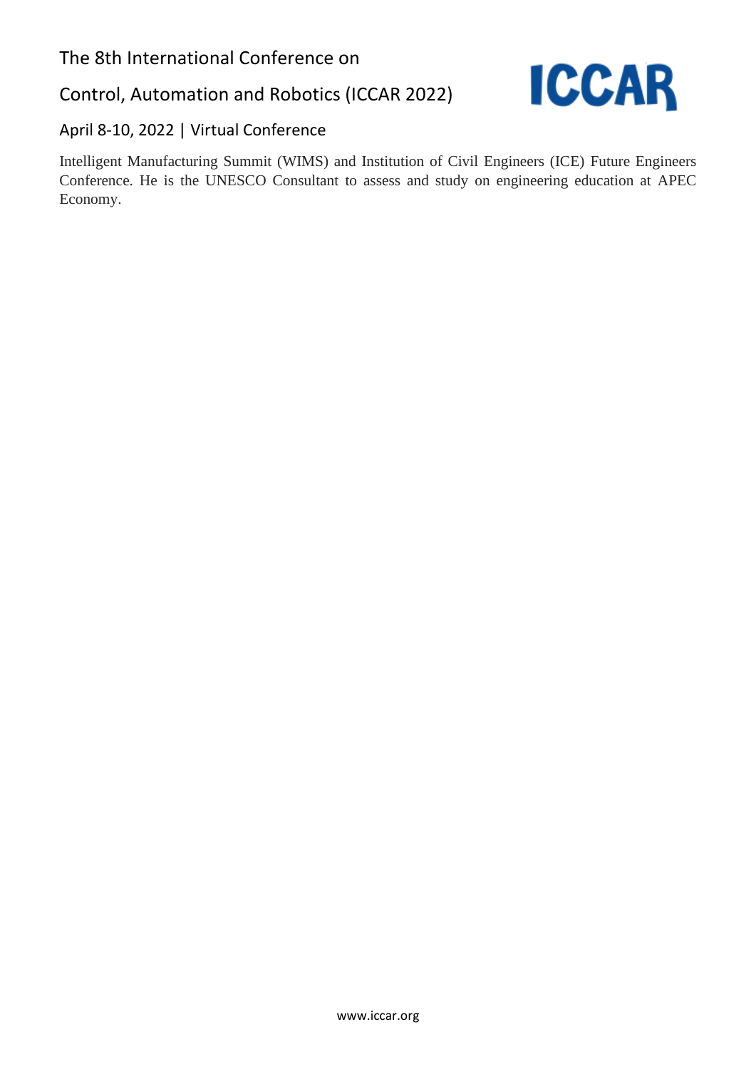Intelligent Manufacturing Summit (WIMS) and Institution of Civil Engineers (ICE) Future Engineers Conference. He is the UNESCO Consultant to assess and study on engineering education at APEC Economy.